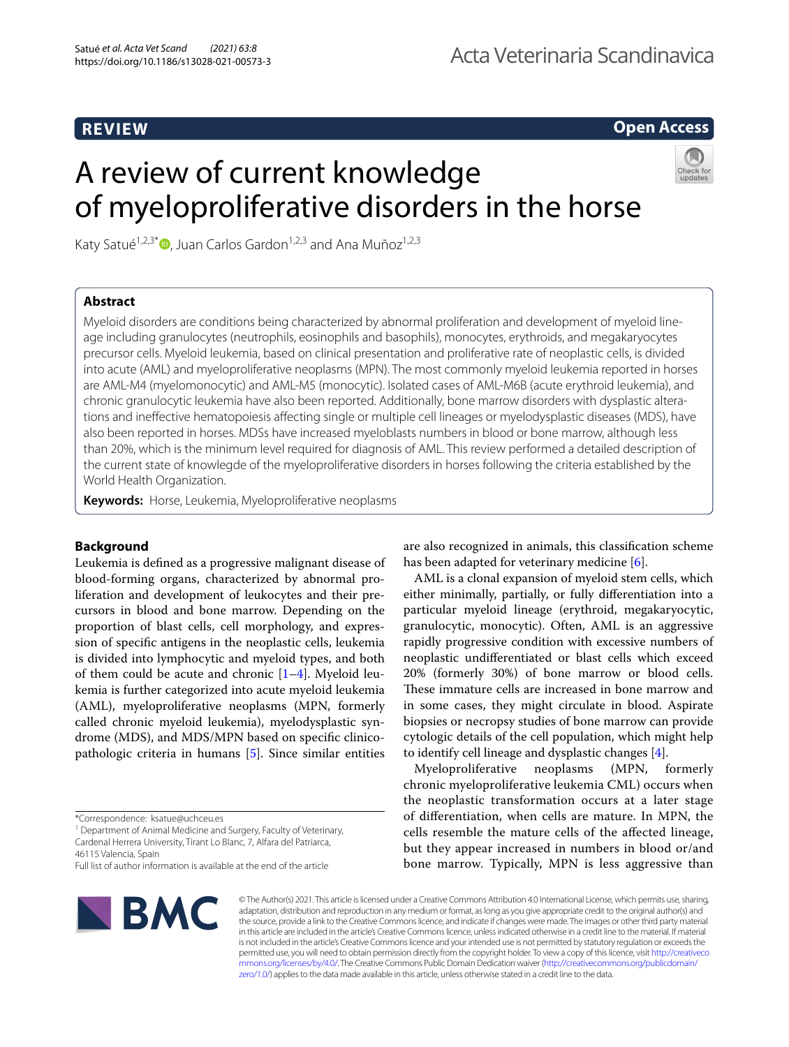REVIEW

Open Access

# A review of current knowledge of myeloproliferative disorders in the horse

Katy Satué[1,2,3*], Juan Carlos Gardon[1,2,3] and Ana Muñoz[1,2,3]

## Abstract

Myeloid disorders are conditions being characterized by abnormal proliferation and development of myeloid lineage including granulocytes (neutrophils, eosinophils and basophils), monocytes, erythroids, and megakaryocytes precursor cells. Myeloid leukemia, based on clinical presentation and proliferative rate of neoplastic cells, is divided into acute (AML) and myeloproliferative neoplasms (MPN). The most commonly myeloid leukemia reported in horses are AML-M4 (myelomonocytic) and AML-M5 (monocytic). Isolated cases of AML-M6B (acute erythroid leukemia), and chronic granulocytic leukemia have also been reported. Additionally, bone marrow disorders with dysplastic alterations and ineffective hematopoiesis affecting single or multiple cell lineages or myelodysplastic diseases (MDS), have also been reported in horses. MDSs have increased myeloblasts numbers in blood or bone marrow, although less than 20%, which is the minimum level required for diagnosis of AML. This review performed a detailed description of the current state of knowlegde of the myeloproliferative disorders in horses following the criteria established by the World Health Organization.

**Keywords:** Horse, Leukemia, Myeloproliferative neoplasms

## Background

Leukemia is defined as a progressive malignant disease of blood-forming organs, characterized by abnormal proliferation and development of leukocytes and their precursors in blood and bone marrow. Depending on the proportion of blast cells, cell morphology, and expression of specific antigens in the neoplastic cells, leukemia is divided into lymphocytic and myeloid types, and both of them could be acute and chronic [1–4]. Myeloid leukemia is further categorized into acute myeloid leukemia (AML), myeloproliferative neoplasms (MPN, formerly called chronic myeloid leukemia), myelodysplastic syndrome (MDS), and MDS/MPN based on specific clinicopathologic criteria in humans [5]. Since similar entities are also recognized in animals, this classification scheme has been adapted for veterinary medicine [6].

AML is a clonal expansion of myeloid stem cells, which either minimally, partially, or fully differentiation into a particular myeloid lineage (erythroid, megakaryocytic, granulocytic, monocytic). Often, AML is an aggressive rapidly progressive condition with excessive numbers of neoplastic undifferentiated or blast cells which exceed 20% (formerly 30%) of bone marrow or blood cells. These immature cells are increased in bone marrow and in some cases, they might circulate in blood. Aspirate biopsies or necropsy studies of bone marrow can provide cytologic details of the cell population, which might help to identify cell lineage and dysplastic changes [4].

Myeloproliferative neoplasms (MPN, formerly chronic myeloproliferative leukemia CML) occurs when the neoplastic transformation occurs at a later stage of differentiation, when cells are mature. In MPN, the cells resemble the mature cells of the affected lineage, but they appear increased in numbers in blood or/and bone marrow. Typically, MPN is less aggressive than

*Correspondence: ksatue@uchceu.es

[1] Department of Animal Medicine and Surgery, Faculty of Veterinary, Cardenal Herrera University, Tirant Lo Blanc, 7, Alfara del Patriarca, 46115 Valencia, Spain

Full list of author information is available at the end of the article

© The Author(s) 2021. This article is licensed under a Creative Commons Attribution 4.0 International License, which permits use, sharing, adaptation, distribution and reproduction in any medium or format, as long as you give appropriate credit to the original author(s) and the source, provide a link to the Creative Commons licence, and indicate if changes were made. The images or other third party material in this article are included in the article's Creative Commons licence, unless indicated otherwise in a credit line to the material. If material is not included in the article's Creative Commons licence and your intended use is not permitted by statutory regulation or exceeds the permitted use, you will need to obtain permission directly from the copyright holder. To view a copy of this licence, visit http://creativecommons.org/licenses/by/4.0/. The Creative Commons Public Domain Dedication waiver (http://creativecommons.org/publicdomain/zero/1.0/) applies to the data made available in this article, unless otherwise stated in a credit line to the data.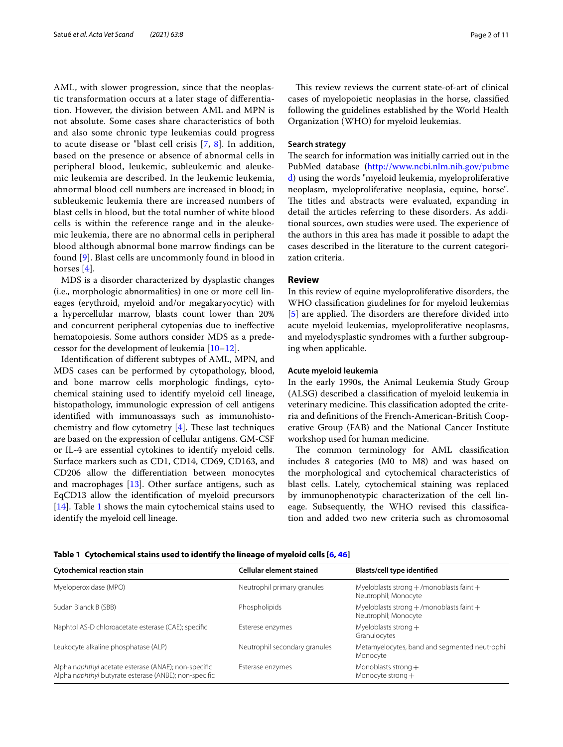AML, with slower progression, since that the neoplastic transformation occurs at a later stage of differentiation. However, the division between AML and MPN is not absolute. Some cases share characteristics of both and also some chronic type leukemias could progress to acute disease or "blast cell crisis [7, 8]. In addition, based on the presence or absence of abnormal cells in peripheral blood, leukemic, subleukemic and aleukemic leukemia are described. In the leukemic leukemia, abnormal blood cell numbers are increased in blood; in subleukemic leukemia there are increased numbers of blast cells in blood, but the total number of white blood cells is within the reference range and in the aleukemic leukemia, there are no abnormal cells in peripheral blood although abnormal bone marrow findings can be found [9]. Blast cells are uncommonly found in blood in horses [4].

MDS is a disorder characterized by dysplastic changes (i.e., morphologic abnormalities) in one or more cell lineages (erythroid, myeloid and/or megakaryocytic) with a hypercellular marrow, blasts count lower than 20% and concurrent peripheral cytopenias due to ineffective hematopoiesis. Some authors consider MDS as a predecessor for the development of leukemia [10–12].

Identification of different subtypes of AML, MPN, and MDS cases can be performed by cytopathology, blood, and bone marrow cells morphologic findings, cytochemical staining used to identify myeloid cell lineage, histopathology, immunologic expression of cell antigens identified with immunoassays such as immunohistochemistry and flow cytometry [4]. These last techniques are based on the expression of cellular antigens. GM-CSF or IL-4 are essential cytokines to identify myeloid cells. Surface markers such as CD1, CD14, CD69, CD163, and CD206 allow the differentiation between monocytes and macrophages [13]. Other surface antigens, such as EqCD13 allow the identification of myeloid precursors [14]. Table 1 shows the main cytochemical stains used to identify the myeloid cell lineage.

This review reviews the current state-of-art of clinical cases of myelopoietic neoplasias in the horse, classified following the guidelines established by the World Health Organization (WHO) for myeloid leukemias.

### Search strategy

The search for information was initially carried out in the PubMed database (http://www.ncbi.nlm.nih.gov/pubmed) using the words "myeloid leukemia, myeloproliferative neoplasm, myeloproliferative neoplasia, equine, horse". The titles and abstracts were evaluated, expanding in detail the articles referring to these disorders. As additional sources, own studies were used. The experience of the authors in this area has made it possible to adapt the cases described in the literature to the current categorization criteria.

## Review

In this review of equine myeloproliferative disorders, the WHO classification guidelines for for myeloid leukemias [5] are applied. The disorders are therefore divided into acute myeloid leukemias, myeloproliferative neoplasms, and myelodysplastic syndromes with a further subgrouping when applicable.

### Acute myeloid leukemia

In the early 1990s, the Animal Leukemia Study Group (ALSG) described a classification of myeloid leukemia in veterinary medicine. This classification adopted the criteria and definitions of the French-American-British Cooperative Group (FAB) and the National Cancer Institute workshop used for human medicine.

The common terminology for AML classification includes 8 categories (M0 to M8) and was based on the morphological and cytochemical characteristics of blast cells. Lately, cytochemical staining was replaced by immunophenotypic characterization of the cell lineage. Subsequently, the WHO revised this classification and added two new criteria such as chromosomal

**Table 1 Cytochemical stains used to identify the lineage of myeloid cells [6, 46]**

| Cytochemical reaction stain | Cellular element stained | Blasts/cell type identified |
|---|---|---|
| Myeloperoxidase (MPO) | Neutrophil primary granules | Myeloblasts strong +/monoblasts faint + Neutrophil; Monocyte |
| Sudan Blanck B (SBB) | Phospholipids | Myeloblasts strong +/monoblasts faint + Neutrophil; Monocyte |
| Naphtol AS-D chloroacetate esterase (CAE); specific | Esterese enzymes | Myeloblasts strong + Granulocytes |
| Leukocyte alkaline phosphatase (ALP) | Neutrophil secondary granules | Metamyelocytes, band and segmented neutrophil Monocyte |
| Alpha *naphthyl* acetate esterase (ANAE); non-specific<br>Alpha *naphthyl* butyrate esterase (ANBE); non-specific | Esterase enzymes | Monoblasts strong +<br>Monocyte strong + |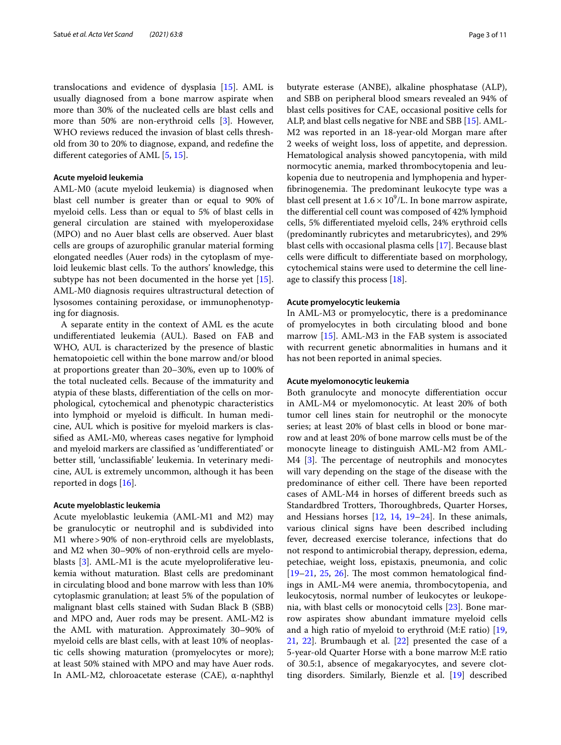translocations and evidence of dysplasia [15]. AML is usually diagnosed from a bone marrow aspirate when more than 30% of the nucleated cells are blast cells and more than 50% are non-erythroid cells [3]. However, WHO reviews reduced the invasion of blast cells threshold from 30 to 20% to diagnose, expand, and redefine the different categories of AML [5, 15].

#### Acute myeloid leukemia

AML-M0 (acute myeloid leukemia) is diagnosed when blast cell number is greater than or equal to 90% of myeloid cells. Less than or equal to 5% of blast cells in general circulation are stained with myeloperoxidase (MPO) and no Auer blast cells are observed. Auer blast cells are groups of azurophilic granular material forming elongated needles (Auer rods) in the cytoplasm of myeloid leukemic blast cells. To the authors' knowledge, this subtype has not been documented in the horse yet [15]. AML-M0 diagnosis requires ultrastructural detection of lysosomes containing peroxidase, or immunophenotyping for diagnosis.

A separate entity in the context of AML es the acute undifferentiated leukemia (AUL). Based on FAB and WHO, AUL is characterized by the presence of blastic hematopoietic cell within the bone marrow and/or blood at proportions greater than 20–30%, even up to 100% of the total nucleated cells. Because of the immaturity and atypia of these blasts, differentiation of the cells on morphological, cytochemical and phenotypic characteristics into lymphoid or myeloid is difficult. In human medicine, AUL which is positive for myeloid markers is classified as AML-M0, whereas cases negative for lymphoid and myeloid markers are classified as 'undifferentiated' or better still, 'unclassifiable' leukemia. In veterinary medicine, AUL is extremely uncommon, although it has been reported in dogs [16].

#### Acute myeloblastic leukemia

Acute myeloblastic leukemia (AML-M1 and M2) may be granulocytic or neutrophil and is subdivided into M1 where > 90% of non-erythroid cells are myeloblasts, and M2 when 30–90% of non-erythroid cells are myeloblasts [3]. AML-M1 is the acute myeloproliferative leukemia without maturation. Blast cells are predominant in circulating blood and bone marrow with less than 10% cytoplasmic granulation; at least 5% of the population of malignant blast cells stained with Sudan Black B (SBB) and MPO and, Auer rods may be present. AML-M2 is the AML with maturation. Approximately 30–90% of myeloid cells are blast cells, with at least 10% of neoplastic cells showing maturation (promyelocytes or more); at least 50% stained with MPO and may have Auer rods. In AML-M2, chloroacetate esterase (CAE), α-naphthyl butyrate esterase (ANBE), alkaline phosphatase (ALP), and SBB on peripheral blood smears revealed an 94% of blast cells positives for CAE, occasional positive cells for ALP, and blast cells negative for NBE and SBB [15]. AML-M2 was reported in an 18-year-old Morgan mare after 2 weeks of weight loss, loss of appetite, and depression. Hematological analysis showed pancytopenia, with mild normocytic anemia, marked thrombocytopenia and leukopenia due to neutropenia and lymphopenia and hyperfibrinogenemia. The predominant leukocyte type was a blast cell present at $1.6 \times 10^9$/L. In bone marrow aspirate, the differential cell count was composed of 42% lymphoid cells, 5% differentiated myeloid cells, 24% erythroid cells (predominantly rubricytes and metarubricytes), and 29% blast cells with occasional plasma cells [17]. Because blast cells were difficult to differentiate based on morphology, cytochemical stains were used to determine the cell lineage to classify this process [18].

#### Acute promyelocytic leukemia

In AML-M3 or promyelocytic, there is a predominance of promyelocytes in both circulating blood and bone marrow [15]. AML-M3 in the FAB system is associated with recurrent genetic abnormalities in humans and it has not been reported in animal species.

#### Acute myelomonocytic leukemia

Both granulocyte and monocyte differentiation occur in AML-M4 or myelomonocytic. At least 20% of both tumor cell lines stain for neutrophil or the monocyte series; at least 20% of blast cells in blood or bone marrow and at least 20% of bone marrow cells must be of the monocyte lineage to distinguish AML-M2 from AML-M4 [3]. The percentage of neutrophils and monocytes will vary depending on the stage of the disease with the predominance of either cell. There have been reported cases of AML-M4 in horses of different breeds such as Standardbred Trotters, Thoroughbreds, Quarter Horses, and Hessians horses [12, 14, 19–24]. In these animals, various clinical signs have been described including fever, decreased exercise tolerance, infections that do not respond to antimicrobial therapy, depression, edema, petechiae, weight loss, epistaxis, pneumonia, and colic [19–21, 25, 26]. The most common hematological findings in AML-M4 were anemia, thrombocytopenia, and leukocytosis, normal number of leukocytes or leukopenia, with blast cells or monocytoid cells [23]. Bone marrow aspirates show abundant immature myeloid cells and a high ratio of myeloid to erythroid (M:E ratio) [19, 21, 22]. Brumbaugh et al. [22] presented the case of a 5-year-old Quarter Horse with a bone marrow M:E ratio of 30.5:1, absence of megakaryocytes, and severe clotting disorders. Similarly, Bienzle et al. [19] described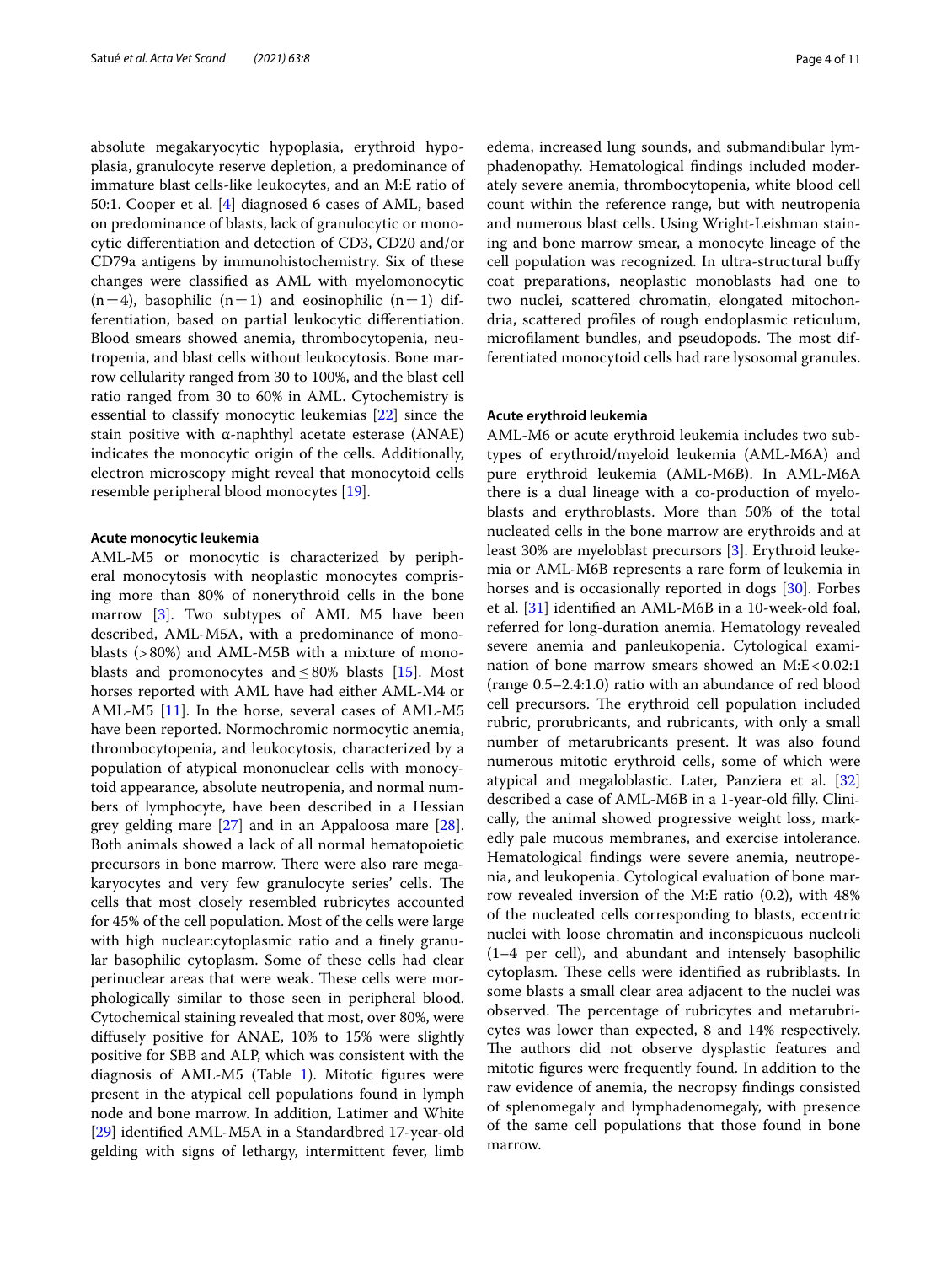absolute megakaryocytic hypoplasia, erythroid hypoplasia, granulocyte reserve depletion, a predominance of immature blast cells-like leukocytes, and an M:E ratio of 50:1. Cooper et al. [4] diagnosed 6 cases of AML, based on predominance of blasts, lack of granulocytic or monocytic differentiation and detection of CD3, CD20 and/or CD79a antigens by immunohistochemistry. Six of these changes were classified as AML with myelomonocytic (n = 4), basophilic (n = 1) and eosinophilic (n = 1) differentiation, based on partial leukocytic differentiation. Blood smears showed anemia, thrombocytopenia, neutropenia, and blast cells without leukocytosis. Bone marrow cellularity ranged from 30 to 100%, and the blast cell ratio ranged from 30 to 60% in AML. Cytochemistry is essential to classify monocytic leukemias [22] since the stain positive with α-naphthyl acetate esterase (ANAE) indicates the monocytic origin of the cells. Additionally, electron microscopy might reveal that monocytoid cells resemble peripheral blood monocytes [19].

#### Acute monocytic leukemia

AML-M5 or monocytic is characterized by peripheral monocytosis with neoplastic monocytes comprising more than 80% of nonerythroid cells in the bone marrow [3]. Two subtypes of AML M5 have been described, AML-M5A, with a predominance of monoblasts (> 80%) and AML-M5B with a mixture of monoblasts and promonocytes and ≤ 80% blasts [15]. Most horses reported with AML have had either AML-M4 or AML-M5 [11]. In the horse, several cases of AML-M5 have been reported. Normochromic normocytic anemia, thrombocytopenia, and leukocytosis, characterized by a population of atypical mononuclear cells with monocytoid appearance, absolute neutropenia, and normal numbers of lymphocyte, have been described in a Hessian grey gelding mare [27] and in an Appaloosa mare [28]. Both animals showed a lack of all normal hematopoietic precursors in bone marrow. There were also rare megakaryocytes and very few granulocyte series' cells. The cells that most closely resembled rubricytes accounted for 45% of the cell population. Most of the cells were large with high nuclear:cytoplasmic ratio and a finely granular basophilic cytoplasm. Some of these cells had clear perinuclear areas that were weak. These cells were morphologically similar to those seen in peripheral blood. Cytochemical staining revealed that most, over 80%, were diffusely positive for ANAE, 10% to 15% were slightly positive for SBB and ALP, which was consistent with the diagnosis of AML-M5 (Table 1). Mitotic figures were present in the atypical cell populations found in lymph node and bone marrow. In addition, Latimer and White [29] identified AML-M5A in a Standardbred 17-year-old gelding with signs of lethargy, intermittent fever, limb edema, increased lung sounds, and submandibular lymphadenopathy. Hematological findings included moderately severe anemia, thrombocytopenia, white blood cell count within the reference range, but with neutropenia and numerous blast cells. Using Wright-Leishman staining and bone marrow smear, a monocyte lineage of the cell population was recognized. In ultra-structural buffy coat preparations, neoplastic monoblasts had one to two nuclei, scattered chromatin, elongated mitochondria, scattered profiles of rough endoplasmic reticulum, microfilament bundles, and pseudopods. The most differentiated monocytoid cells had rare lysosomal granules.

#### Acute erythroid leukemia

AML-M6 or acute erythroid leukemia includes two subtypes of erythroid/myeloid leukemia (AML-M6A) and pure erythroid leukemia (AML-M6B). In AML-M6A there is a dual lineage with a co-production of myeloblasts and erythroblasts. More than 50% of the total nucleated cells in the bone marrow are erythroids and at least 30% are myeloblast precursors [3]. Erythroid leukemia or AML-M6B represents a rare form of leukemia in horses and is occasionally reported in dogs [30]. Forbes et al. [31] identified an AML-M6B in a 10-week-old foal, referred for long-duration anemia. Hematology revealed severe anemia and panleukopenia. Cytological examination of bone marrow smears showed an M:E < 0.02:1 (range 0.5–2.4:1.0) ratio with an abundance of red blood cell precursors. The erythroid cell population included rubric, prorubricants, and rubricants, with only a small number of metarubricants present. It was also found numerous mitotic erythroid cells, some of which were atypical and megaloblastic. Later, Panziera et al. [32] described a case of AML-M6B in a 1-year-old filly. Clinically, the animal showed progressive weight loss, markedly pale mucous membranes, and exercise intolerance. Hematological findings were severe anemia, neutropenia, and leukopenia. Cytological evaluation of bone marrow revealed inversion of the M:E ratio (0.2), with 48% of the nucleated cells corresponding to blasts, eccentric nuclei with loose chromatin and inconspicuous nucleoli (1–4 per cell), and abundant and intensely basophilic cytoplasm. These cells were identified as rubriblasts. In some blasts a small clear area adjacent to the nuclei was observed. The percentage of rubricytes and metarubricytes was lower than expected, 8 and 14% respectively. The authors did not observe dysplastic features and mitotic figures were frequently found. In addition to the raw evidence of anemia, the necropsy findings consisted of splenomegaly and lymphadenomegaly, with presence of the same cell populations that those found in bone marrow.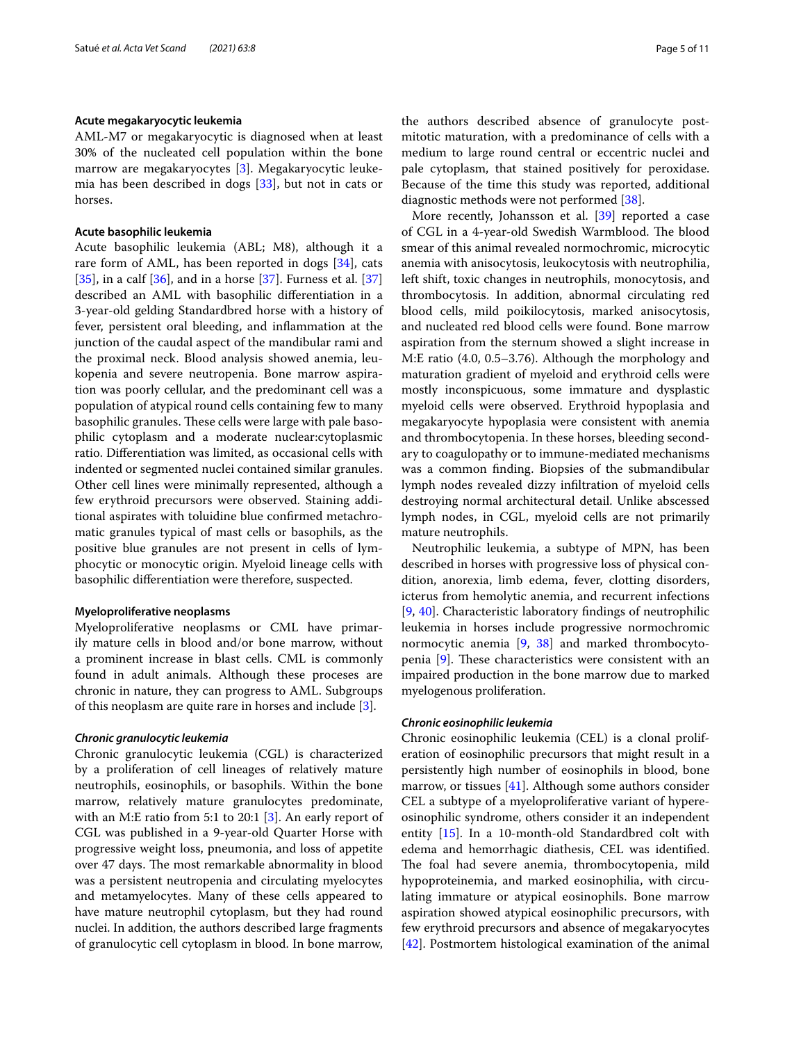#### Acute megakaryocytic leukemia

AML-M7 or megakaryocytic is diagnosed when at least 30% of the nucleated cell population within the bone marrow are megakaryocytes [3]. Megakaryocytic leukemia has been described in dogs [33], but not in cats or horses.

#### Acute basophilic leukemia

Acute basophilic leukemia (ABL; M8), although it a rare form of AML, has been reported in dogs [34], cats [35], in a calf [36], and in a horse [37]. Furness et al. [37] described an AML with basophilic differentiation in a 3-year-old gelding Standardbred horse with a history of fever, persistent oral bleeding, and inflammation at the junction of the caudal aspect of the mandibular rami and the proximal neck. Blood analysis showed anemia, leukopenia and severe neutropenia. Bone marrow aspiration was poorly cellular, and the predominant cell was a population of atypical round cells containing few to many basophilic granules. These cells were large with pale basophilic cytoplasm and a moderate nuclear:cytoplasmic ratio. Differentiation was limited, as occasional cells with indented or segmented nuclei contained similar granules. Other cell lines were minimally represented, although a few erythroid precursors were observed. Staining additional aspirates with toluidine blue confirmed metachromatic granules typical of mast cells or basophils, as the positive blue granules are not present in cells of lymphocytic or monocytic origin. Myeloid lineage cells with basophilic differentiation were therefore, suspected.

#### Myeloproliferative neoplasms

Myeloproliferative neoplasms or CML have primarily mature cells in blood and/or bone marrow, without a prominent increase in blast cells. CML is commonly found in adult animals. Although these proceses are chronic in nature, they can progress to AML. Subgroups of this neoplasm are quite rare in horses and include [3].

##### *Chronic granulocytic leukemia*

Chronic granulocytic leukemia (CGL) is characterized by a proliferation of cell lineages of relatively mature neutrophils, eosinophils, or basophils. Within the bone marrow, relatively mature granulocytes predominate, with an M:E ratio from 5:1 to 20:1 [3]. An early report of CGL was published in a 9-year-old Quarter Horse with progressive weight loss, pneumonia, and loss of appetite over 47 days. The most remarkable abnormality in blood was a persistent neutropenia and circulating myelocytes and metamyelocytes. Many of these cells appeared to have mature neutrophil cytoplasm, but they had round nuclei. In addition, the authors described large fragments of granulocytic cell cytoplasm in blood. In bone marrow, the authors described absence of granulocyte postmitotic maturation, with a predominance of cells with a medium to large round central or eccentric nuclei and pale cytoplasm, that stained positively for peroxidase. Because of the time this study was reported, additional diagnostic methods were not performed [38].

More recently, Johansson et al. [39] reported a case of CGL in a 4-year-old Swedish Warmblood. The blood smear of this animal revealed normochromic, microcytic anemia with anisocytosis, leukocytosis with neutrophilia, left shift, toxic changes in neutrophils, monocytosis, and thrombocytosis. In addition, abnormal circulating red blood cells, mild poikilocytosis, marked anisocytosis, and nucleated red blood cells were found. Bone marrow aspiration from the sternum showed a slight increase in M:E ratio (4.0, 0.5–3.76). Although the morphology and maturation gradient of myeloid and erythroid cells were mostly inconspicuous, some immature and dysplastic myeloid cells were observed. Erythroid hypoplasia and megakaryocyte hypoplasia were consistent with anemia and thrombocytopenia. In these horses, bleeding secondary to coagulopathy or to immune-mediated mechanisms was a common finding. Biopsies of the submandibular lymph nodes revealed dizzy infiltration of myeloid cells destroying normal architectural detail. Unlike abscessed lymph nodes, in CGL, myeloid cells are not primarily mature neutrophils.

Neutrophilic leukemia, a subtype of MPN, has been described in horses with progressive loss of physical condition, anorexia, limb edema, fever, clotting disorders, icterus from hemolytic anemia, and recurrent infections [9, 40]. Characteristic laboratory findings of neutrophilic leukemia in horses include progressive normochromic normocytic anemia [9, 38] and marked thrombocytopenia [9]. These characteristics were consistent with an impaired production in the bone marrow due to marked myelogenous proliferation.

##### *Chronic eosinophilic leukemia*

Chronic eosinophilic leukemia (CEL) is a clonal proliferation of eosinophilic precursors that might result in a persistently high number of eosinophils in blood, bone marrow, or tissues [41]. Although some authors consider CEL a subtype of a myeloproliferative variant of hypereosinophilic syndrome, others consider it an independent entity [15]. In a 10-month-old Standardbred colt with edema and hemorrhagic diathesis, CEL was identified. The foal had severe anemia, thrombocytopenia, mild hypoproteinemia, and marked eosinophilia, with circulating immature or atypical eosinophils. Bone marrow aspiration showed atypical eosinophilic precursors, with few erythroid precursors and absence of megakaryocytes [42]. Postmortem histological examination of the animal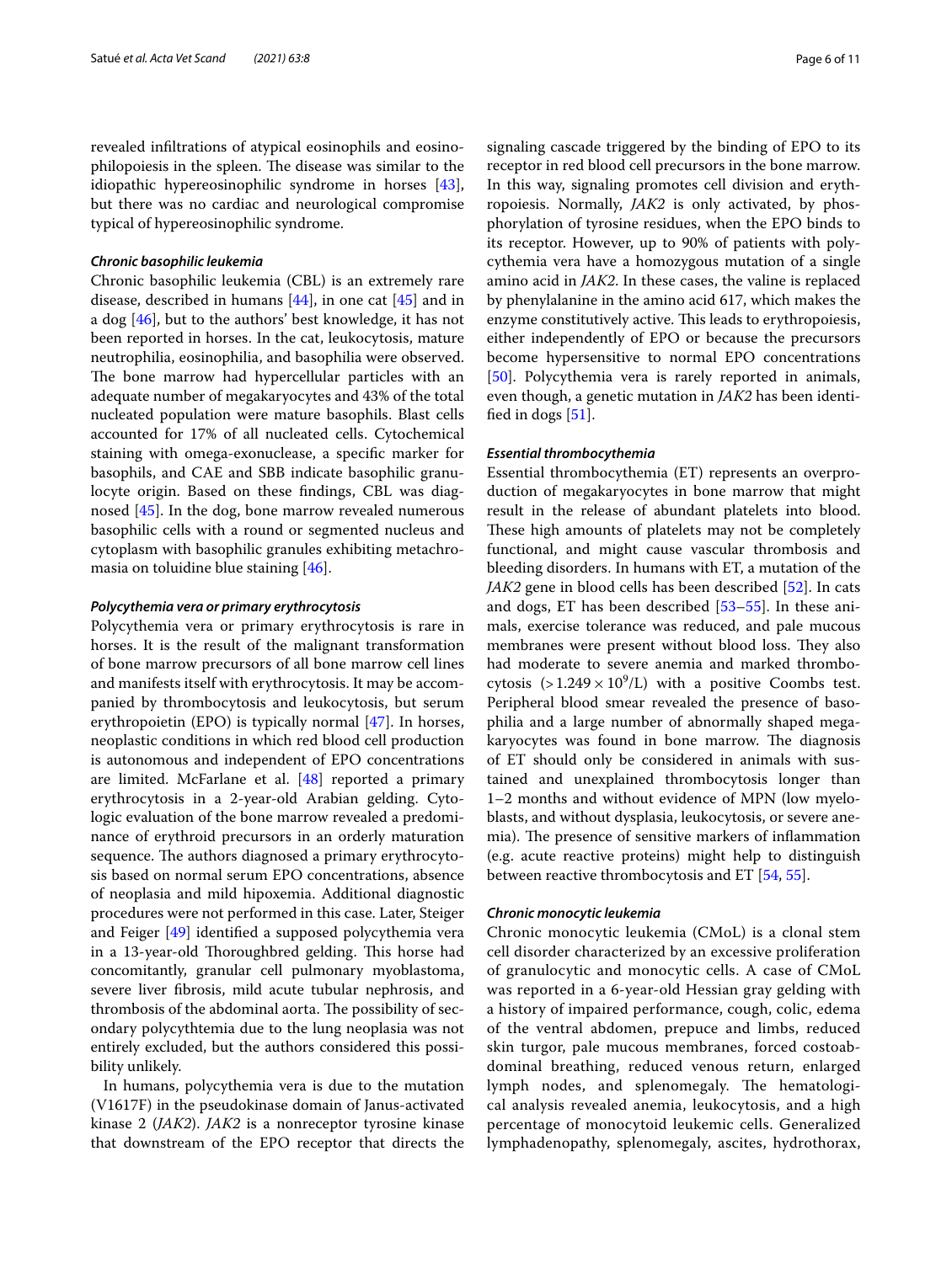revealed infiltrations of atypical eosinophils and eosinophilopoiesis in the spleen. The disease was similar to the idiopathic hypereosinophilic syndrome in horses [43], but there was no cardiac and neurological compromise typical of hypereosinophilic syndrome.

#### *Chronic basophilic leukemia*

Chronic basophilic leukemia (CBL) is an extremely rare disease, described in humans [44], in one cat [45] and in a dog [46], but to the authors' best knowledge, it has not been reported in horses. In the cat, leukocytosis, mature neutrophilia, eosinophilia, and basophilia were observed. The bone marrow had hypercellular particles with an adequate number of megakaryocytes and 43% of the total nucleated population were mature basophils. Blast cells accounted for 17% of all nucleated cells. Cytochemical staining with omega-exonuclease, a specific marker for basophils, and CAE and SBB indicate basophilic granulocyte origin. Based on these findings, CBL was diagnosed [45]. In the dog, bone marrow revealed numerous basophilic cells with a round or segmented nucleus and cytoplasm with basophilic granules exhibiting metachromasia on toluidine blue staining [46].

#### *Polycythemia vera or primary erythrocytosis*

Polycythemia vera or primary erythrocytosis is rare in horses. It is the result of the malignant transformation of bone marrow precursors of all bone marrow cell lines and manifests itself with erythrocytosis. It may be accompanied by thrombocytosis and leukocytosis, but serum erythropoietin (EPO) is typically normal [47]. In horses, neoplastic conditions in which red blood cell production is autonomous and independent of EPO concentrations are limited. McFarlane et al. [48] reported a primary erythrocytosis in a 2-year-old Arabian gelding. Cytologic evaluation of the bone marrow revealed a predominance of erythroid precursors in an orderly maturation sequence. The authors diagnosed a primary erythrocytosis based on normal serum EPO concentrations, absence of neoplasia and mild hipoxemia. Additional diagnostic procedures were not performed in this case. Later, Steiger and Feiger [49] identified a supposed polycythemia vera in a 13-year-old Thoroughbred gelding. This horse had concomitantly, granular cell pulmonary myoblastoma, severe liver fibrosis, mild acute tubular nephrosis, and thrombosis of the abdominal aorta. The possibility of secondary polycythtemia due to the lung neoplasia was not entirely excluded, but the authors considered this possibility unlikely.

In humans, polycythemia vera is due to the mutation (V1617F) in the pseudokinase domain of Janus-activated kinase 2 (*JAK2*). *JAK2* is a nonreceptor tyrosine kinase that downstream of the EPO receptor that directs the signaling cascade triggered by the binding of EPO to its receptor in red blood cell precursors in the bone marrow. In this way, signaling promotes cell division and erythropoiesis. Normally, *JAK2* is only activated, by phosphorylation of tyrosine residues, when the EPO binds to its receptor. However, up to 90% of patients with polycythemia vera have a homozygous mutation of a single amino acid in *JAK2*. In these cases, the valine is replaced by phenylalanine in the amino acid 617, which makes the enzyme constitutively active. This leads to erythropoiesis, either independently of EPO or because the precursors become hypersensitive to normal EPO concentrations [50]. Polycythemia vera is rarely reported in animals, even though, a genetic mutation in *JAK2* has been identified in dogs [51].

#### *Essential thrombocythemia*

Essential thrombocythemia (ET) represents an overproduction of megakaryocytes in bone marrow that might result in the release of abundant platelets into blood. These high amounts of platelets may not be completely functional, and might cause vascular thrombosis and bleeding disorders. In humans with ET, a mutation of the *JAK2* gene in blood cells has been described [52]. In cats and dogs, ET has been described [53–55]. In these animals, exercise tolerance was reduced, and pale mucous membranes were present without blood loss. They also had moderate to severe anemia and marked thrombocytosis ($>1.249\times10^{9}$/L) with a positive Coombs test. Peripheral blood smear revealed the presence of basophilia and a large number of abnormally shaped megakaryocytes was found in bone marrow. The diagnosis of ET should only be considered in animals with sustained and unexplained thrombocytosis longer than 1–2 months and without evidence of MPN (low myeloblasts, and without dysplasia, leukocytosis, or severe anemia). The presence of sensitive markers of inflammation (e.g. acute reactive proteins) might help to distinguish between reactive thrombocytosis and ET [54, 55].

#### *Chronic monocytic leukemia*

Chronic monocytic leukemia (CMoL) is a clonal stem cell disorder characterized by an excessive proliferation of granulocytic and monocytic cells. A case of CMoL was reported in a 6-year-old Hessian gray gelding with a history of impaired performance, cough, colic, edema of the ventral abdomen, prepuce and limbs, reduced skin turgor, pale mucous membranes, forced costoabdominal breathing, reduced venous return, enlarged lymph nodes, and splenomegaly. The hematological analysis revealed anemia, leukocytosis, and a high percentage of monocytoid leukemic cells. Generalized lymphadenopathy, splenomegaly, ascites, hydrothorax,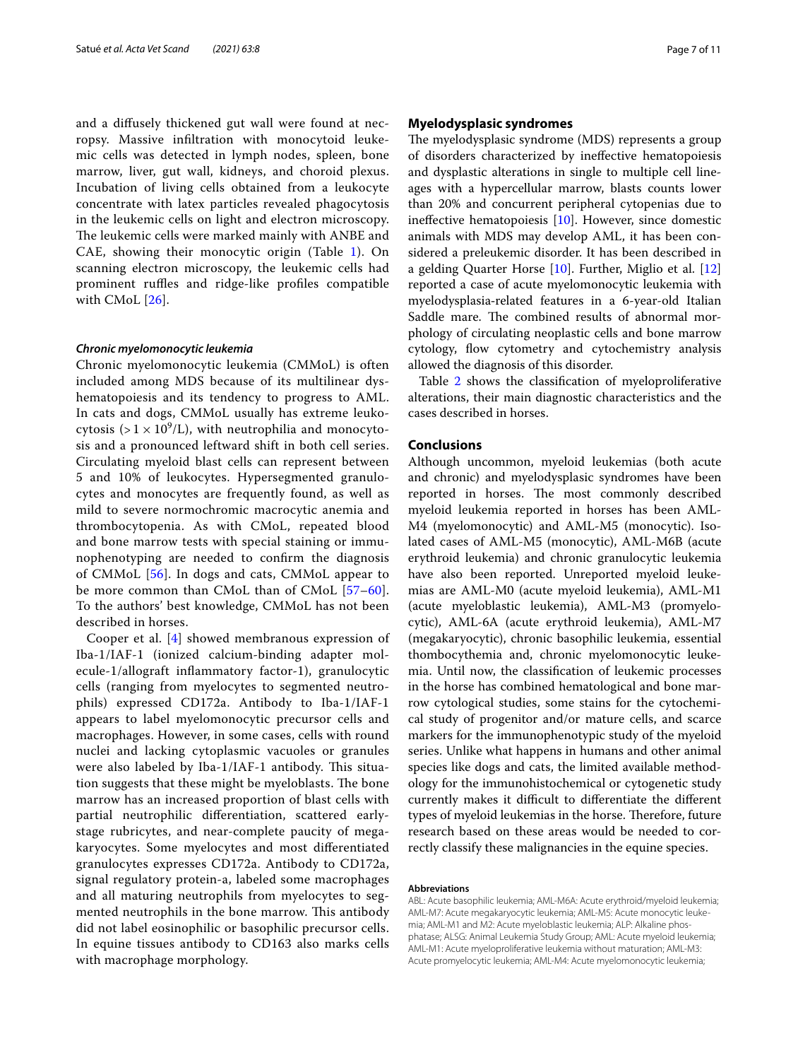and a diffusely thickened gut wall were found at necropsy. Massive infiltration with monocytoid leukemic cells was detected in lymph nodes, spleen, bone marrow, liver, gut wall, kidneys, and choroid plexus. Incubation of living cells obtained from a leukocyte concentrate with latex particles revealed phagocytosis in the leukemic cells on light and electron microscopy. The leukemic cells were marked mainly with ANBE and CAE, showing their monocytic origin (Table 1). On scanning electron microscopy, the leukemic cells had prominent ruffles and ridge-like profiles compatible with CMoL [26].

#### *Chronic myelomonocytic leukemia*

Chronic myelomonocytic leukemia (CMMoL) is often included among MDS because of its multilinear dyshematopoiesis and its tendency to progress to AML. In cats and dogs, CMMoL usually has extreme leukocytosis ($> 1 \times 10^9$/L), with neutrophilia and monocytosis and a pronounced leftward shift in both cell series. Circulating myeloid blast cells can represent between 5 and 10% of leukocytes. Hypersegmented granulocytes and monocytes are frequently found, as well as mild to severe normochromic macrocytic anemia and thrombocytopenia. As with CMoL, repeated blood and bone marrow tests with special staining or immunophenotyping are needed to confirm the diagnosis of CMMoL [56]. In dogs and cats, CMMoL appear to be more common than CMoL than of CMoL [57–60]. To the authors' best knowledge, CMMoL has not been described in horses.

Cooper et al. [4] showed membranous expression of Iba-1/IAF-1 (ionized calcium-binding adapter molecule-1/allograft inflammatory factor-1), granulocytic cells (ranging from myelocytes to segmented neutrophils) expressed CD172a. Antibody to Iba-1/IAF-1 appears to label myelomonocytic precursor cells and macrophages. However, in some cases, cells with round nuclei and lacking cytoplasmic vacuoles or granules were also labeled by Iba-1/IAF-1 antibody. This situation suggests that these might be myeloblasts. The bone marrow has an increased proportion of blast cells with partial neutrophilic differentiation, scattered early-stage rubricytes, and near-complete paucity of megakaryocytes. Some myelocytes and most differentiated granulocytes expresses CD172a. Antibody to CD172a, signal regulatory protein-a, labeled some macrophages and all maturing neutrophils from myelocytes to segmented neutrophils in the bone marrow. This antibody did not label eosinophilic or basophilic precursor cells. In equine tissues antibody to CD163 also marks cells with macrophage morphology.

## Myelodysplasic syndromes

The myelodysplastic syndrome (MDS) represents a group of disorders characterized by ineffective hematopoiesis and dysplastic alterations in single to multiple cell lineages with a hypercellular marrow, blasts counts lower than 20% and concurrent peripheral cytopenias due to ineffective hematopoiesis [10]. However, since domestic animals with MDS may develop AML, it has been considered a preleukemic disorder. It has been described in a gelding Quarter Horse [10]. Further, Miglio et al. [12] reported a case of acute myelomonocytic leukemia with myelodysplasia-related features in a 6-year-old Italian Saddle mare. The combined results of abnormal morphology of circulating neoplastic cells and bone marrow cytology, flow cytometry and cytochemistry analysis allowed the diagnosis of this disorder.

Table 2 shows the classification of myeloproliferative alterations, their main diagnostic characteristics and the cases described in horses.

## Conclusions

Although uncommon, myeloid leukemias (both acute and chronic) and myelodysplastic syndromes have been reported in horses. The most commonly described myeloid leukemia reported in horses has been AML-M4 (myelomonocytic) and AML-M5 (monocytic). Isolated cases of AML-M5 (monocytic), AML-M6B (acute erythroid leukemia) and chronic granulocytic leukemia have also been reported. Unreported myeloid leukemias are AML-M0 (acute myeloid leukemia), AML-M1 (acute myeloblastic leukemia), AML-M3 (promyelocytic), AML-6A (acute erythroid leukemia), AML-M7 (megakaryocytic), chronic basophilic leukemia, essential thombocythemia and, chronic myelomonocytic leukemia. Until now, the classification of leukemic processes in the horse has combined hematological and bone marrow cytological studies, some stains for the cytochemical study of progenitor and/or mature cells, and scarce markers for the immunophenotypic study of the myeloid series. Unlike what happens in humans and other animal species like dogs and cats, the limited available methodology for the immunohistochemical or cytogenetic study currently makes it difficult to differentiate the different types of myeloid leukemias in the horse. Therefore, future research based on these areas would be needed to correctly classify these malignancies in the equine species.

#### Abbreviations

ABL: Acute basophilic leukemia; AML-M6A: Acute erythroid/myeloid leukemia; AML-M7: Acute megakaryocytic leukemia; AML-M5: Acute monocytic leukemia; AML-M1 and M2: Acute myeloblastic leukemia; ALP: Alkaline phosphatase; ALSG: Animal Leukemia Study Group; AML: Acute myeloid leukemia; AML-M1: Acute myeloproliferative leukemia without maturation; AML-M3: Acute promyelocytic leukemia; AML-M4: Acute myelomonocytic leukemia;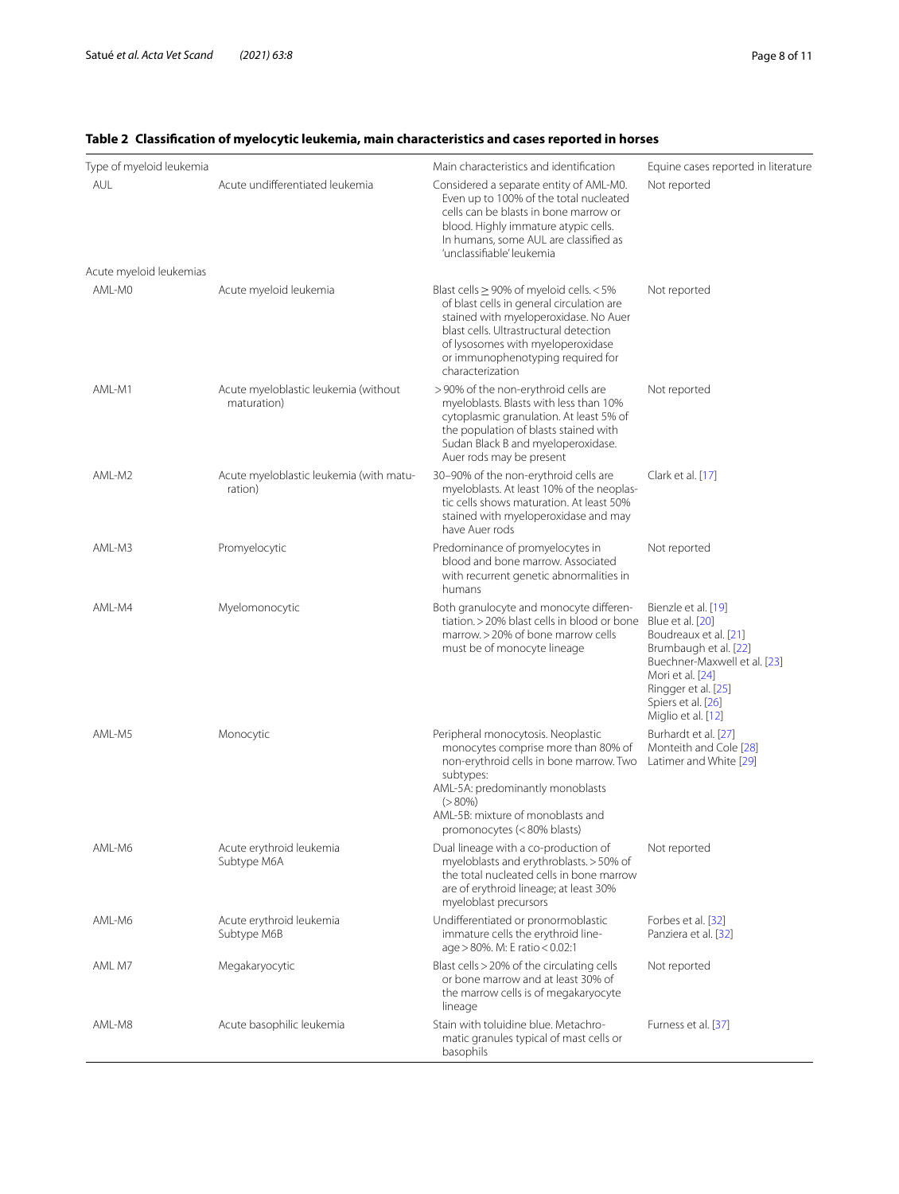**Table 2 Classification of myelocytic leukemia, main characteristics and cases reported in horses**

| Type of myeloid leukemia | | Main characteristics and identification | Equine cases reported in literature |
|---|---|---|---|
| AUL | Acute undifferentiated leukemia | Considered a separate entity of AML-M0. Even up to 100% of the total nucleated cells can be blasts in bone marrow or blood. Highly immature atypic cells. In humans, some AUL are classified as 'unclassifiable' leukemia | Not reported |
| Acute myeloid leukemias | | | |
| AML-M0 | Acute myeloid leukemia | Blast cells ≥ 90% of myeloid cells. < 5% of blast cells in general circulation are stained with myeloperoxidase. No Auer blast cells. Ultrastructural detection of lysosomes with myeloperoxidase or immunophenotyping required for characterization | Not reported |
| AML-M1 | Acute myeloblastic leukemia (without maturation) | > 90% of the non-erythroid cells are myeloblasts. Blasts with less than 10% cytoplasmic granulation. At least 5% of the population of blasts stained with Sudan Black B and myeloperoxidase. Auer rods may be present | Not reported |
| AML-M2 | Acute myeloblastic leukemia (with maturation) | 30–90% of the non-erythroid cells are myeloblasts. At least 10% of the neoplastic cells shows maturation. At least 50% stained with myeloperoxidase and may have Auer rods | Clark et al. [17] |
| AML-M3 | Promyelocytic | Predominance of promyelocytes in blood and bone marrow. Associated with recurrent genetic abnormalities in humans | Not reported |
| AML-M4 | Myelomonocytic | Both granulocyte and monocyte differentiation. > 20% blast cells in blood or bone marrow. > 20% of bone marrow cells must be of monocyte lineage | Bienzle et al. [19]<br>Blue et al. [20]<br>Boudreaux et al. [21]<br>Brumbaugh et al. [22]<br>Buechner-Maxwell et al. [23]<br>Mori et al. [24]<br>Ringger et al. [25]<br>Spiers et al. [26]<br>Miglio et al. [12] |
| AML-M5 | Monocytic | Peripheral monocytosis. Neoplastic monocytes comprise more than 80% of non-erythroid cells in bone marrow. Two subtypes:<br>AML-5A: predominantly monoblasts (> 80%)<br>AML-5B: mixture of monoblasts and promonocytes (< 80% blasts) | Burhardt et al. [27]<br>Monteith and Cole [28]<br>Latimer and White [29] |
| AML-M6 | Acute erythroid leukemia Subtype M6A | Dual lineage with a co-production of myeloblasts and erythroblasts. > 50% of the total nucleated cells in bone marrow are of erythroid lineage; at least 30% myeloblast precursors | Not reported |
| AML-M6 | Acute erythroid leukemia Subtype M6B | Undifferentiated or pronormoblastic immature cells the erythroid lineage > 80%. M: E ratio < 0.02:1 | Forbes et al. [32]<br>Panziera et al. [32] |
| AML M7 | Megakaryocytic | Blast cells > 20% of the circulating cells or bone marrow and at least 30% of the marrow cells is of megakaryocyte lineage | Not reported |
| AML-M8 | Acute basophilic leukemia | Stain with toluidine blue. Metachromatic granules typical of mast cells or basophils | Furness et al. [37] |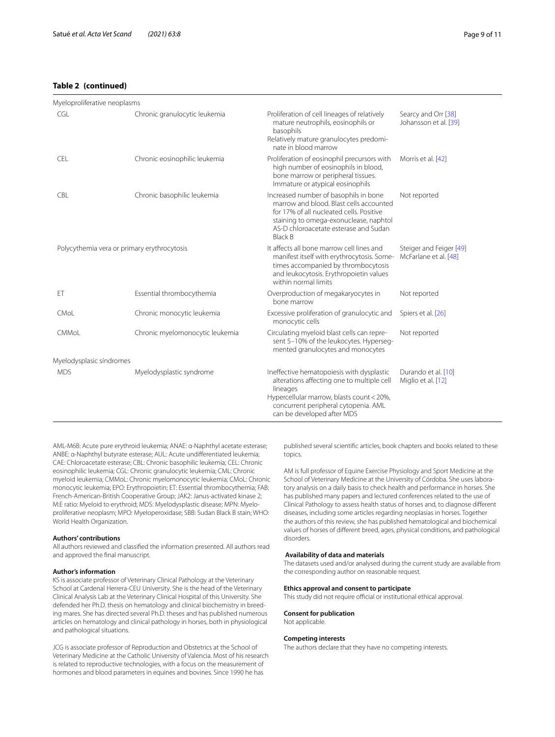**Table 2 (continued)**

| | | | |
|---|---|---|---|
| Myeloproliferative neoplasms | | | |
| CGL | Chronic granulocytic leukemia | Proliferation of cell lineages of relatively mature neutrophils, eosinophils or basophils<br>Relatively mature granulocytes predominate in blood marrow | Searcy and Orr [38]<br>Johansson et al. [39] |
| CEL | Chronic eosinophilic leukemia | Proliferation of eosinophil precursors with high number of eosinophils in blood, bone marrow or peripheral tissues. Immature or atypical eosinophils | Morris et al. [42] |
| CBL | Chronic basophilic leukemia | Increased number of basophils in bone marrow and blood. Blast cells accounted for 17% of all nucleated cells. Positive staining to omega-exonuclease, naphtol AS-D chloroacetate esterase and Sudan Black B | Not reported |
| Polycythemia vera or primary erythrocytosis | | It affects all bone marrow cell lines and manifest itself with erythrocytosis. Sometimes accompanied by thrombocytosis and leukocytosis. Erythropoietin values within normal limits | Steiger and Feiger [49]<br>McFarlane et al. [48] |
| ET | Essential thrombocythemia | Overproduction of megakaryocytes in bone marrow | Not reported |
| CMoL | Chronic monocytic leukemia | Excessive proliferation of granulocytic and monocytic cells | Spiers et al. [26] |
| CMMoL | Chronic myelomonocytic leukemia | Circulating myeloid blast cells can represent 5–10% of the leukocytes. Hypersegmented granulocytes and monocytes | Not reported |
| Myelodysplasic síndromes | | | |
| MDS | Myelodysplastic syndrome | Ineffective hematopoiesis with dysplastic alterations affecting one to multiple cell lineages<br>Hypercellular marrow, blasts count < 20%, concurrent peripheral cytopenia. AML can be developed after MDS | Durando et al. [10]<br>Miglio et al. [12] |

AML-M6B: Acute pure erythroid leukemia; ANAE: α-Naphthyl acetate esterase; ANBE: α-Naphthyl butyrate esterase; AUL: Acute undifferentiated leukemia; CAE: Chloroacetate esterase; CBL: Chronic basophilic leukemia; CEL: Chronic eosinophilic leukemia; CGL: Chronic granulocytic leukemia; CML: Chronic myeloid leukemia; CMMoL: Chronic myelomonocytic leukemia; CMoL: Chronic monocytic leukemia; EPO: Erythropoietin; ET: Essential thrombocythemia; FAB: French-American-British Cooperative Group; JAK2: Janus-activated kinase 2; M:E ratio: Myeloid to erythroid; MDS: Myelodysplastic disease; MPN: Myeloproliferative neoplasm; MPO: Myeloperoxidase; SBB: Sudan Black B stain; WHO: World Health Organization.

**Authors' contributions**

All authors reviewed and classified the information presented. All authors read and approved the final manuscript.

**Author's information**

KS is associate professor of Veterinary Clinical Pathology at the Veterinary School at Cardenal Herrera-CEU University. She is the head of the Veterinary Clinical Analysis Lab at the Veterinary Clinical Hospital of this University. She defended her Ph.D. thesis on hematology and clinical biochemistry in breeding mares. She has directed several Ph.D. theses and has published numerous articles on hematology and clinical pathology in horses, both in physiological and pathological situations.

JCG is associate professor of Reproduction and Obstetrics at the School of Veterinary Medicine at the Catholic University of Valencia. Most of his research is related to reproductive technologies, with a focus on the measurement of hormones and blood parameters in equines and bovines. Since 1990 he has published several scientific articles, book chapters and books related to these topics.

AM is full professor of Equine Exercise Physiology and Sport Medicine at the School of Veterinary Medicine at the University of Córdoba. She uses laboratory analysis on a daily basis to check health and performance in horses. She has published many papers and lectured conferences related to the use of Clinical Pathology to assess health status of horses and, to diagnose different diseases, including some articles regarding neoplasias in horses. Together the authors of this review, she has published hematological and biochemical values of horses of different breed, ages, physical conditions, and pathological disorders.

**Availability of data and materials**

The datasets used and/or analysed during the current study are available from the corresponding author on reasonable request.

**Ethics approval and consent to participate**

This study did not require official or institutional ethical approval.

**Consent for publication**

Not applicable.

**Competing interests**

The authors declare that they have no competing interests.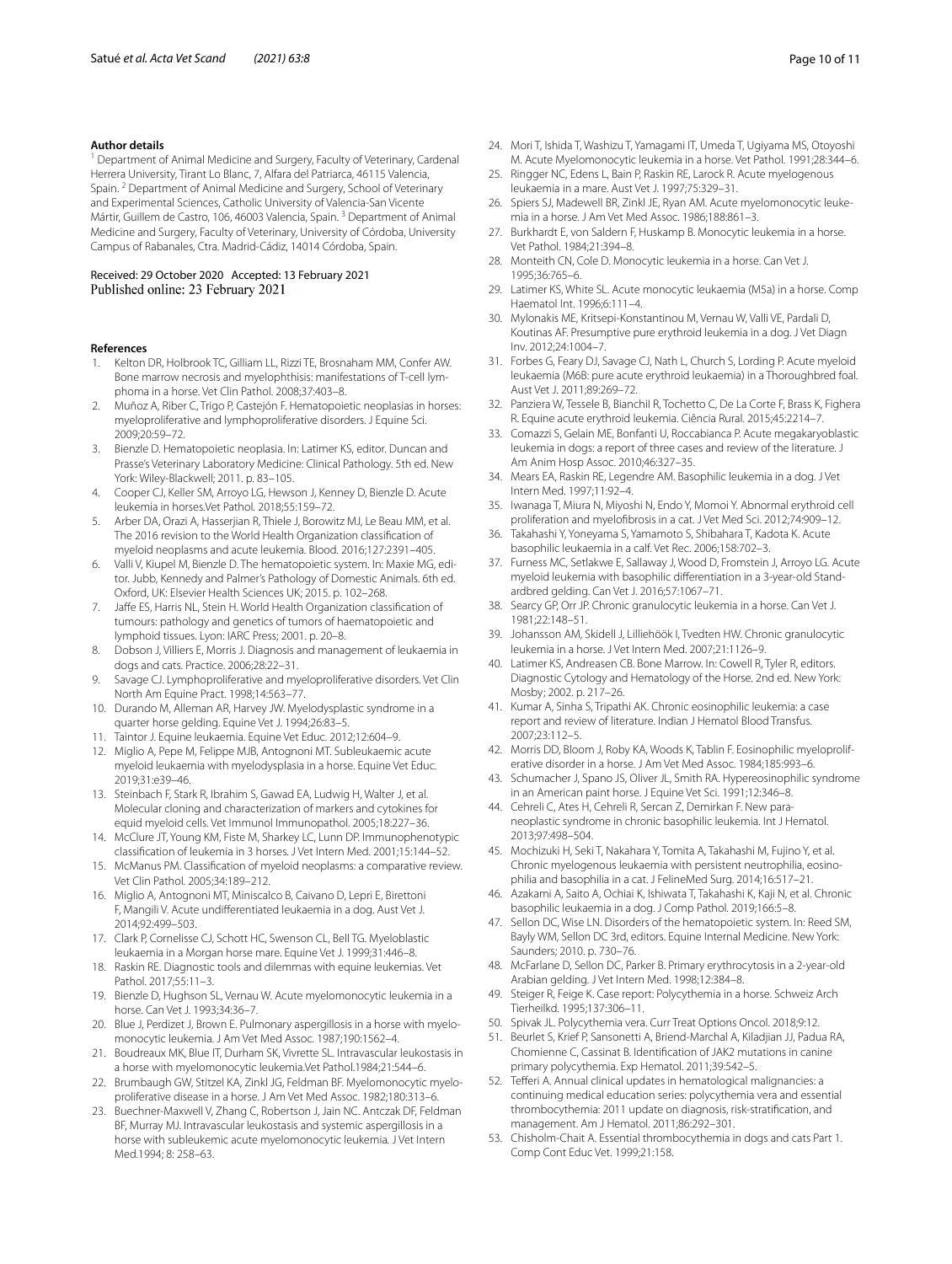**Author details**

[1] Department of Animal Medicine and Surgery, Faculty of Veterinary, Cardenal Herrera University, Tirant Lo Blanc, 7, Alfara del Patriarca, 46115 Valencia, Spain. [2] Department of Animal Medicine and Surgery, School of Veterinary and Experimental Sciences, Catholic University of Valencia-San Vicente Mártir, Guillem de Castro, 106, 46003 Valencia, Spain. [3] Department of Animal Medicine and Surgery, Faculty of Veterinary, University of Córdoba, University Campus of Rabanales, Ctra. Madrid-Cádiz, 14014 Córdoba, Spain.

Received: 29 October 2020 Accepted: 13 February 2021
Published online: 23 February 2021

**References**

1. Kelton DR, Holbrook TC, Gilliam LL, Rizzi TE, Brosnaham MM, Confer AW. Bone marrow necrosis and myelophthisis: manifestations of T-cell lymphoma in a horse. Vet Clin Pathol. 2008;37:403–8.
2. Muñoz A, Riber C, Trigo P, Castejón F. Hematopoietic neoplasias in horses: myeloproliferative and lymphoproliferative disorders. J Equine Sci. 2009;20:59–72.
3. Bienzle D. Hematopoietic neoplasia. In: Latimer KS, editor. Duncan and Prasse's Veterinary Laboratory Medicine: Clinical Pathology. 5th ed. New York: Wiley-Blackwell; 2011. p. 83–105.
4. Cooper CJ, Keller SM, Arroyo LG, Hewson J, Kenney D, Bienzle D. Acute leukemia in horses.Vet Pathol. 2018;55:159–72.
5. Arber DA, Orazi A, Hasserjian R, Thiele J, Borowitz MJ, Le Beau MM, et al. The 2016 revision to the World Health Organization classification of myeloid neoplasms and acute leukemia. Blood. 2016;127:2391–405.
6. Valli V, Kiupel M, Bienzle D. The hematopoietic system. In: Maxie MG, editor. Jubb, Kennedy and Palmer's Pathology of Domestic Animals. 6th ed. Oxford, UK: Elsevier Health Sciences UK; 2015. p. 102–268.
7. Jaffe ES, Harris NL, Stein H. World Health Organization classification of tumours: pathology and genetics of tumors of haematopoietic and lymphoid tissues. Lyon: IARC Press; 2001. p. 20–8.
8. Dobson J, Villiers E, Morris J. Diagnosis and management of leukaemia in dogs and cats. Practice. 2006;28:22–31.
9. Savage CJ. Lymphoproliferative and myeloproliferative disorders. Vet Clin North Am Equine Pract. 1998;14:563–77.
10. Durando M, Alleman AR, Harvey JW. Myelodysplastic syndrome in a quarter horse gelding. Equine Vet J. 1994;26:83–5.
11. Taintor J. Equine leukaemia. Equine Vet Educ. 2012;12:604–9.
12. Miglio A, Pepe M, Felippe MJB, Antognoni MT. Subleukaemic acute myeloid leukaemia with myelodysplasia in a horse. Equine Vet Educ. 2019;31:e39–46.
13. Steinbach F, Stark R, Ibrahim S, Gawad EA, Ludwig H, Walter J, et al. Molecular cloning and characterization of markers and cytokines for equid myeloid cells. Vet Immunol Immunopathol. 2005;18:227–36.
14. McClure JT, Young KM, Fiste M, Sharkey LC, Lunn DP. Immunophenotypic classification of leukemia in 3 horses. J Vet Intern Med. 2001;15:144–52.
15. McManus PM. Classification of myeloid neoplasms: a comparative review. Vet Clin Pathol. 2005;34:189–212.
16. Miglio A, Antognoni MT, Miniscalco B, Caivano D, Lepri E, Birettoni F, Mangili V. Acute undifferentiated leukaemia in a dog. Aust Vet J. 2014;92:499–503.
17. Clark P, Cornelisse CJ, Schott HC, Swenson CL, Bell TG. Myeloblastic leukaemia in a Morgan horse mare. Equine Vet J. 1999;31:446–8.
18. Raskin RE. Diagnostic tools and dilemmas with equine leukemias. Vet Pathol. 2017;55:11–3.
19. Bienzle D, Hughson SL, Vernau W. Acute myelomonocytic leukemia in a horse. Can Vet J. 1993;34:36–7.
20. Blue J, Perdizet J, Brown E. Pulmonary aspergillosis in a horse with myelomonocytic leukemia. J Am Vet Med Assoc. 1987;190:1562–4.
21. Boudreaux MK, Blue IT, Durham SK, Vivrette SL. Intravascular leukostasis in a horse with myelomonocytic leukemia.Vet Pathol.1984;21:544–6.
22. Brumbaugh GW, Stitzel KA, Zinkl JG, Feldman BF. Myelomonocytic myeloproliferative disease in a horse. J Am Vet Med Assoc. 1982;180:313–6.
23. Buechner-Maxwell V, Zhang C, Robertson J, Jain NC. Antczak DF, Feldman BF, Murray MJ. Intravascular leukostasis and systemic aspergillosis in a horse with subleukemic acute myelomonocytic leukemia. J Vet Intern Med.1994; 8: 258–63.
24. Mori T, Ishida T, Washizu T, Yamagami IT, Umeda T, Ugiyama MS, Otoyoshi M. Acute Myelomonocytic leukemia in a horse. Vet Pathol. 1991;28:344–6.
25. Ringger NC, Edens L, Bain P, Raskin RE, Larock R. Acute myelogenous leukaemia in a mare. Aust Vet J. 1997;75:329–31.
26. Spiers SJ, Madewell BR, Zinkl JE, Ryan AM. Acute myelomonocytic leukemia in a horse. J Am Vet Med Assoc. 1986;188:861–3.
27. Burkhardt E, von Saldern F, Huskamp B. Monocytic leukemia in a horse. Vet Pathol. 1984;21:394–8.
28. Monteith CN, Cole D. Monocytic leukemia in a horse. Can Vet J. 1995;36:765–6.
29. Latimer KS, White SL. Acute monocytic leukaemia (M5a) in a horse. Comp Haematol Int. 1996;6:111–4.
30. Mylonakis ME, Kritsepi-Konstantinou M, Vernau W, Valli VE, Pardali D, Koutinas AF. Presumptive pure erythroid leukemia in a dog. J Vet Diagn Inv. 2012;24:1004–7.
31. Forbes G, Feary DJ, Savage CJ, Nath L, Church S, Lording P. Acute myeloid leukaemia (M6B: pure acute erythroid leukaemia) in a Thoroughbred foal. Aust Vet J. 2011;89:269–72.
32. Panziera W, Tessele B, Bianchil R, Tochetto C, De La Corte F, Brass K, Fighera R. Equine acute erythroid leukemia. Ciência Rural. 2015;45:2214–7.
33. Comazzi S, Gelain ME, Bonfanti U, Roccabianca P. Acute megakaryoblastic leukemia in dogs: a report of three cases and review of the literature. J Am Anim Hosp Assoc. 2010;46:327–35.
34. Mears EA, Raskin RE, Legendre AM. Basophilic leukemia in a dog. J Vet Intern Med. 1997;11:92–4.
35. Iwanaga T, Miura N, Miyoshi N, Endo Y, Momoi Y. Abnormal erythroid cell proliferation and myelofibrosis in a cat. J Vet Med Sci. 2012;74:909–12.
36. Takahashi Y, Yoneyama S, Yamamoto S, Shibahara T, Kadota K. Acute basophilic leukaemia in a calf. Vet Rec. 2006;158:702–3.
37. Furness MC, Setlakwe E, Sallaway J, Wood D, Fromstein J, Arroyo LG. Acute myeloid leukemia with basophilic differentiation in a 3-year-old Standardbred gelding. Can Vet J. 2016;57:1067–71.
38. Searcy GP, Orr JP. Chronic granulocytic leukemia in a horse. Can Vet J. 1981;22:148–51.
39. Johansson AM, Skidell J, Lilliehöök I, Tvedten HW. Chronic granulocytic leukemia in a horse. J Vet Intern Med. 2007;21:1126–9.
40. Latimer KS, Andreasen CB. Bone Marrow. In: Cowell R, Tyler R, editors. Diagnostic Cytology and Hematology of the Horse. 2nd ed. New York: Mosby; 2002. p. 217–26.
41. Kumar A, Sinha S, Tripathi AK. Chronic eosinophilic leukemia: a case report and review of literature. Indian J Hematol Blood Transfus. 2007;23:112–5.
42. Morris DD, Bloom J, Roby KA, Woods K, Tablin F. Eosinophilic myeloproliferative disorder in a horse. J Am Vet Med Assoc. 1984;185:993–6.
43. Schumacher J, Spano JS, Oliver JL, Smith RA. Hypereosinophilic syndrome in an American paint horse. J Equine Vet Sci. 1991;12:346–8.
44. Cehreli C, Ates H, Cehreli R, Sercan Z, Demirkan F. New paraneoplastic syndrome in chronic basophilic leukemia. Int J Hematol. 2013;97:498–504.
45. Mochizuki H, Seki T, Nakahara Y, Tomita A, Takahashi M, Fujino Y, et al. Chronic myelogenous leukaemia with persistent neutrophilia, eosinophilia and basophilia in a cat. J FelineMed Surg. 2014;16:517–21.
46. Azakami A, Saito A, Ochiai K, Ishiwata T, Takahashi K, Kaji N, et al. Chronic basophilic leukaemia in a dog. J Comp Pathol. 2019;166:5–8.
47. Sellon DC, Wise LN. Disorders of the hematopoietic system. In: Reed SM, Bayly WM, Sellon DC 3rd, editors. Equine Internal Medicine. New York: Saunders; 2010. p. 730–76.
48. McFarlane D, Sellon DC, Parker B. Primary erythrocytosis in a 2-year-old Arabian gelding. J Vet Intern Med. 1998;12:384–8.
49. Steiger R, Feige K. Case report: Polycythemia in a horse. Schweiz Arch Tierheilkd. 1995;137:306–11.
50. Spivak JL. Polycythemia vera. Curr Treat Options Oncol. 2018;9:12.
51. Beurlet S, Krief P, Sansonetti A, Briend-Marchal A, Kiladjian JJ, Padua RA, Chomienne C, Cassinat B. Identification of JAK2 mutations in canine primary polycythemia. Exp Hematol. 2011;39:542–5.
52. Tefferi A. Annual clinical updates in hematological malignancies: a continuing medical education series: polycythemia vera and essential thrombocythemia: 2011 update on diagnosis, risk-stratification, and management. Am J Hematol. 2011;86:292–301.
53. Chisholm-Chait A. Essential thrombocythemia in dogs and cats Part 1. Comp Cont Educ Vet. 1999;21:158.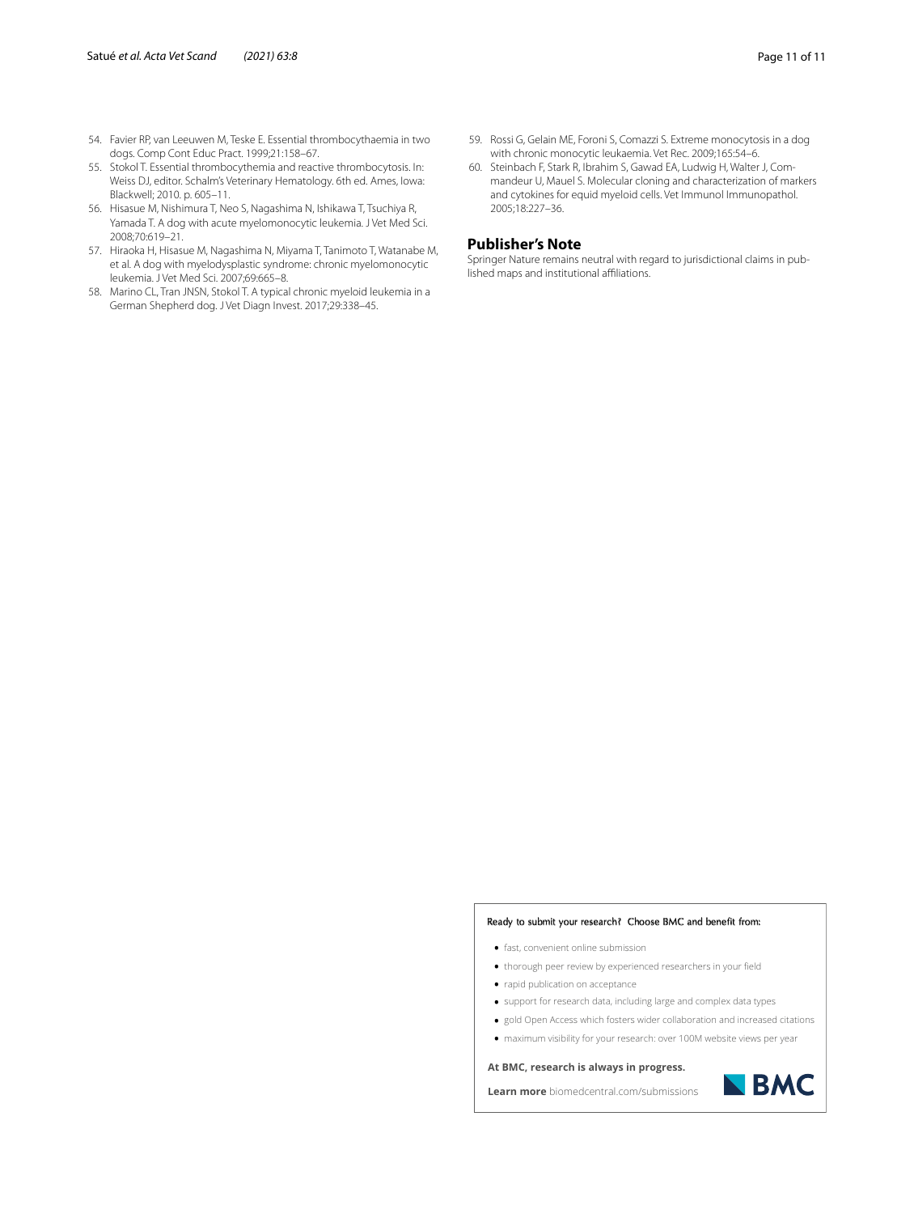54. Favier RP, van Leeuwen M, Teske E. Essential thrombocythaemia in two dogs. Comp Cont Educ Pract. 1999;21:158–67.
55. Stokol T. Essential thrombocythemia and reactive thrombocytosis. In: Weiss DJ, editor. Schalm's Veterinary Hematology. 6th ed. Ames, Iowa: Blackwell; 2010. p. 605–11.
56. Hisasue M, Nishimura T, Neo S, Nagashima N, Ishikawa T, Tsuchiya R, Yamada T. A dog with acute myelomonocytic leukemia. J Vet Med Sci. 2008;70:619–21.
57. Hiraoka H, Hisasue M, Nagashima N, Miyama T, Tanimoto T, Watanabe M, et al. A dog with myelodysplastic syndrome: chronic myelomonocytic leukemia. J Vet Med Sci. 2007;69:665–8.
58. Marino CL, Tran JNSN, Stokol T. A typical chronic myeloid leukemia in a German Shepherd dog. J Vet Diagn Invest. 2017;29:338–45.
59. Rossi G, Gelain ME, Foroni S, Comazzi S. Extreme monocytosis in a dog with chronic monocytic leukaemia. Vet Rec. 2009;165:54–6.
60. Steinbach F, Stark R, Ibrahim S, Gawad EA, Ludwig H, Walter J, Commandeur U, Mauel S. Molecular cloning and characterization of markers and cytokines for equid myeloid cells. Vet Immunol Immunopathol. 2005;18:227–36.

## Publisher's Note

Springer Nature remains neutral with regard to jurisdictional claims in published maps and institutional affiliations.

Ready to submit your research? Choose BMC and benefit from:

- fast, convenient online submission
- thorough peer review by experienced researchers in your field
- rapid publication on acceptance
- support for research data, including large and complex data types
- gold Open Access which fosters wider collaboration and increased citations
- maximum visibility for your research: over 100M website views per year

**At BMC, research is always in progress.**

**Learn more** biomedcentral.com/submissions

BMC